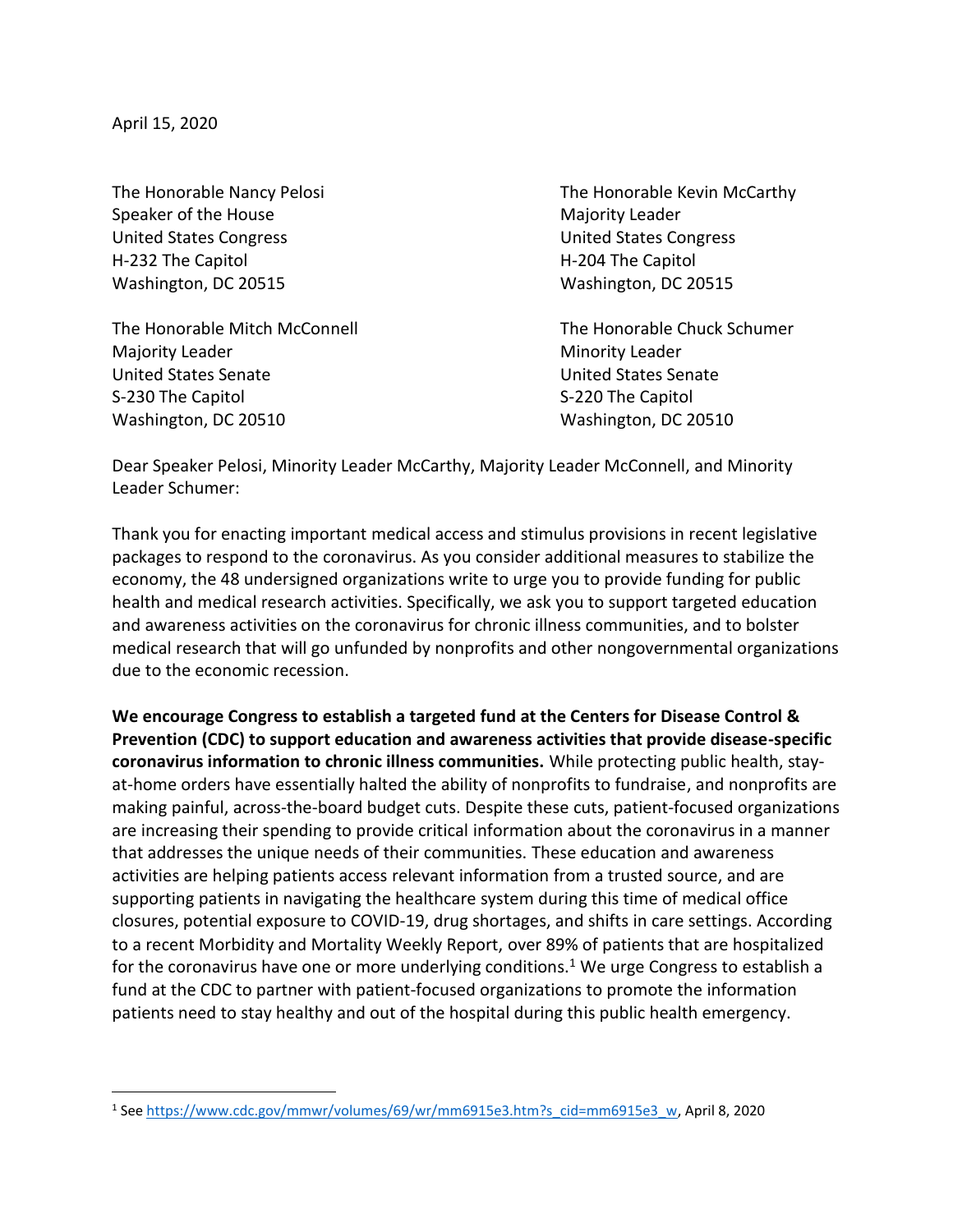April 15, 2020

The Honorable Nancy Pelosi
Speaker of the House
United States Congress
H-232 The Capitol
Washington, DC 20515

The Honorable Kevin McCarthy
Majority Leader
United States Congress
H-204 The Capitol
Washington, DC 20515

The Honorable Mitch McConnell
Majority Leader
United States Senate
S-230 The Capitol
Washington, DC 20510

The Honorable Chuck Schumer
Minority Leader
United States Senate
S-220 The Capitol
Washington, DC 20510

Dear Speaker Pelosi, Minority Leader McCarthy, Majority Leader McConnell, and Minority Leader Schumer:

Thank you for enacting important medical access and stimulus provisions in recent legislative packages to respond to the coronavirus. As you consider additional measures to stabilize the economy, the 48 undersigned organizations write to urge you to provide funding for public health and medical research activities. Specifically, we ask you to support targeted education and awareness activities on the coronavirus for chronic illness communities, and to bolster medical research that will go unfunded by nonprofits and other nongovernmental organizations due to the economic recession.

**We encourage Congress to establish a targeted fund at the Centers for Disease Control & Prevention (CDC) to support education and awareness activities that provide disease-specific coronavirus information to chronic illness communities.** While protecting public health, stay-at-home orders have essentially halted the ability of nonprofits to fundraise, and nonprofits are making painful, across-the-board budget cuts. Despite these cuts, patient-focused organizations are increasing their spending to provide critical information about the coronavirus in a manner that addresses the unique needs of their communities. These education and awareness activities are helping patients access relevant information from a trusted source, and are supporting patients in navigating the healthcare system during this time of medical office closures, potential exposure to COVID-19, drug shortages, and shifts in care settings. According to a recent Morbidity and Mortality Weekly Report, over 89% of patients that are hospitalized for the coronavirus have one or more underlying conditions.[1] We urge Congress to establish a fund at the CDC to partner with patient-focused organizations to promote the information patients need to stay healthy and out of the hospital during this public health emergency.

[1] See https://www.cdc.gov/mmwr/volumes/69/wr/mm6915e3.htm?s_cid=mm6915e3_w, April 8, 2020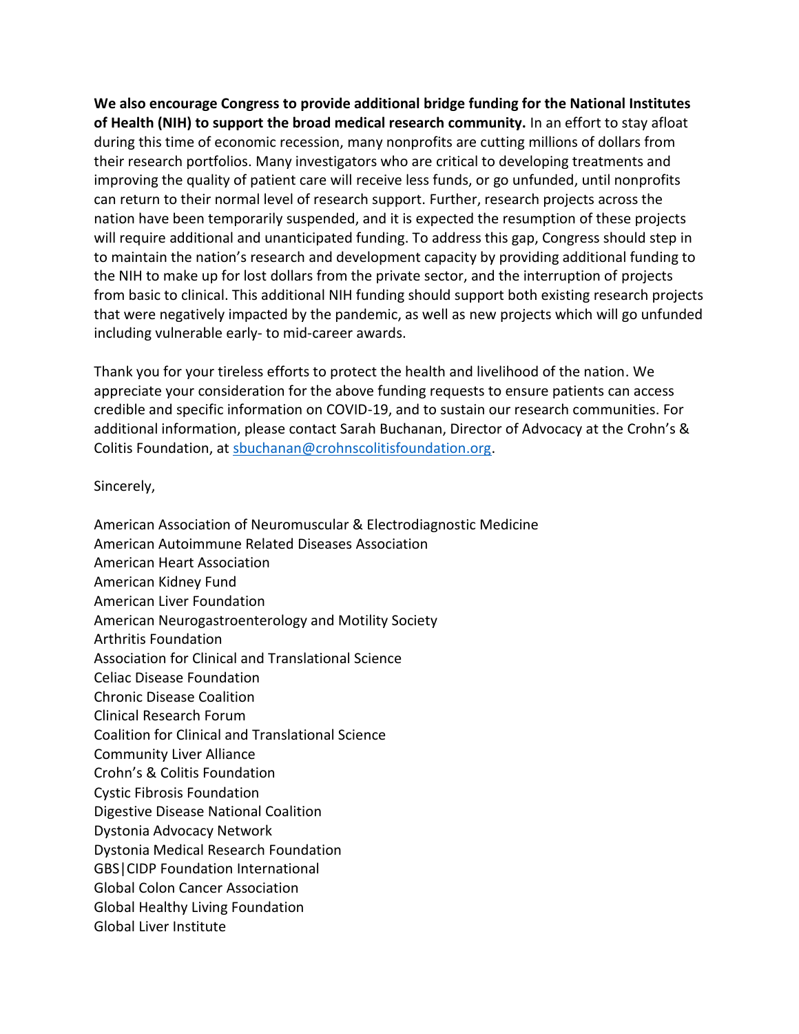**We also encourage Congress to provide additional bridge funding for the National Institutes of Health (NIH) to support the broad medical research community.** In an effort to stay afloat during this time of economic recession, many nonprofits are cutting millions of dollars from their research portfolios. Many investigators who are critical to developing treatments and improving the quality of patient care will receive less funds, or go unfunded, until nonprofits can return to their normal level of research support. Further, research projects across the nation have been temporarily suspended, and it is expected the resumption of these projects will require additional and unanticipated funding. To address this gap, Congress should step in to maintain the nation's research and development capacity by providing additional funding to the NIH to make up for lost dollars from the private sector, and the interruption of projects from basic to clinical. This additional NIH funding should support both existing research projects that were negatively impacted by the pandemic, as well as new projects which will go unfunded including vulnerable early- to mid-career awards.

Thank you for your tireless efforts to protect the health and livelihood of the nation. We appreciate your consideration for the above funding requests to ensure patients can access credible and specific information on COVID-19, and to sustain our research communities. For additional information, please contact Sarah Buchanan, Director of Advocacy at the Crohn's & Colitis Foundation, at sbuchanan@crohnscolitisfoundation.org.

Sincerely,

American Association of Neuromuscular & Electrodiagnostic Medicine
American Autoimmune Related Diseases Association
American Heart Association
American Kidney Fund
American Liver Foundation
American Neurogastroenterology and Motility Society
Arthritis Foundation
Association for Clinical and Translational Science
Celiac Disease Foundation
Chronic Disease Coalition
Clinical Research Forum
Coalition for Clinical and Translational Science
Community Liver Alliance
Crohn's & Colitis Foundation
Cystic Fibrosis Foundation
Digestive Disease National Coalition
Dystonia Advocacy Network
Dystonia Medical Research Foundation
GBS|CIDP Foundation International
Global Colon Cancer Association
Global Healthy Living Foundation
Global Liver Institute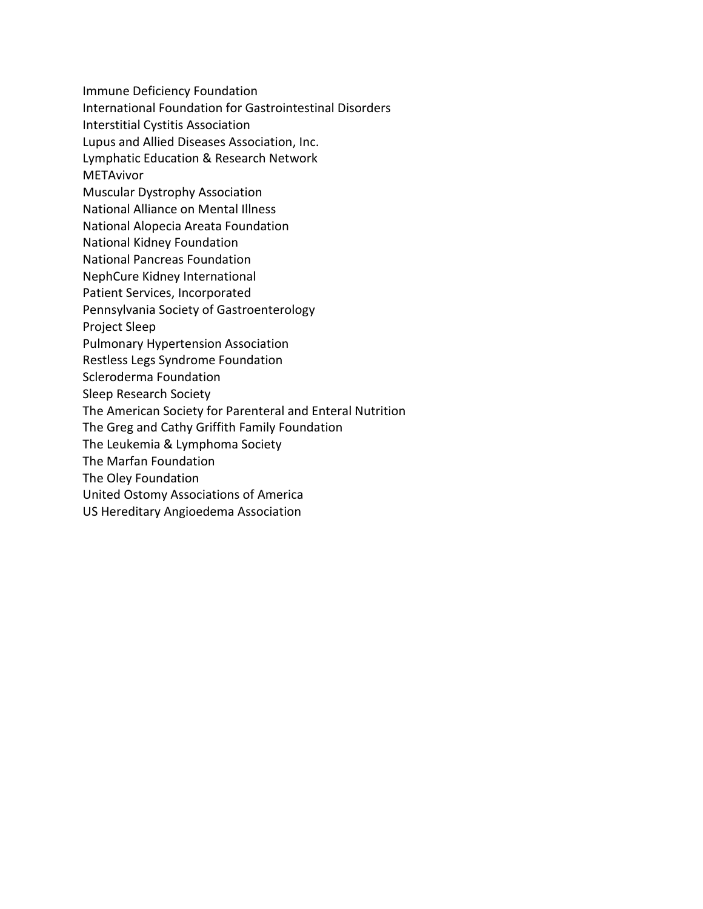Immune Deficiency Foundation
International Foundation for Gastrointestinal Disorders
Interstitial Cystitis Association
Lupus and Allied Diseases Association, Inc.
Lymphatic Education & Research Network
METAvivor
Muscular Dystrophy Association
National Alliance on Mental Illness
National Alopecia Areata Foundation
National Kidney Foundation
National Pancreas Foundation
NephCure Kidney International
Patient Services, Incorporated
Pennsylvania Society of Gastroenterology
Project Sleep
Pulmonary Hypertension Association
Restless Legs Syndrome Foundation
Scleroderma Foundation
Sleep Research Society
The American Society for Parenteral and Enteral Nutrition
The Greg and Cathy Griffith Family Foundation
The Leukemia & Lymphoma Society
The Marfan Foundation
The Oley Foundation
United Ostomy Associations of America
US Hereditary Angioedema Association